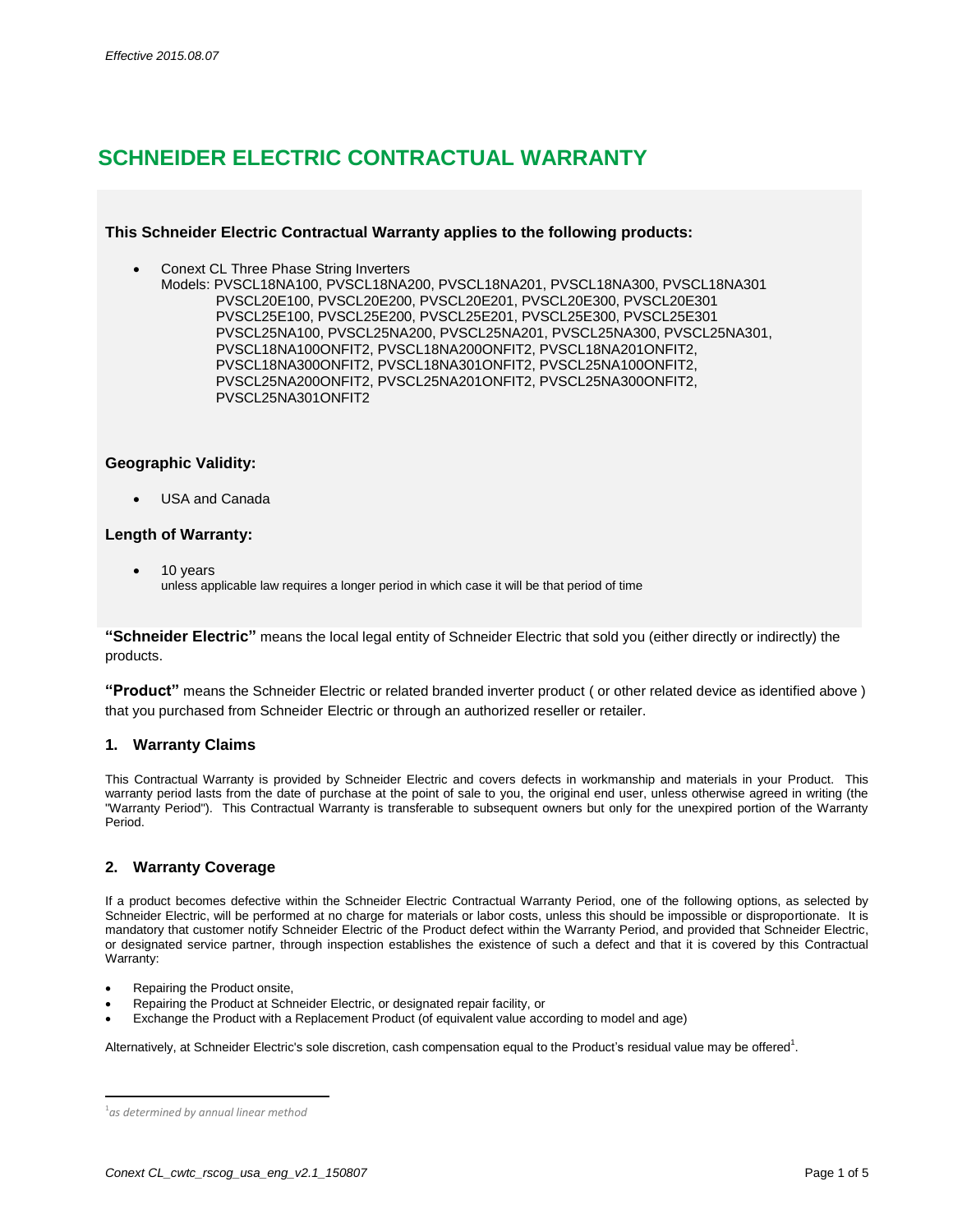*Effective 2015.08.07*

# SCHNEIDER ELECTRIC CONTRACTUAL WARRANTY

**This Schneider Electric Contractual Warranty applies to the following products:**

- Conext CL Three Phase String Inverters
  Models: PVSCL18NA100, PVSCL18NA200, PVSCL18NA201, PVSCL18NA300, PVSCL18NA301
  PVSCL20E100, PVSCL20E200, PVSCL20E201, PVSCL20E300, PVSCL20E301
  PVSCL25E100, PVSCL25E200, PVSCL25E201, PVSCL25E300, PVSCL25E301
  PVSCL25NA100, PVSCL25NA200, PVSCL25NA201, PVSCL25NA300, PVSCL25NA301,
  PVSCL18NA100ONFIT2, PVSCL18NA200ONFIT2, PVSCL18NA201ONFIT2,
  PVSCL18NA300ONFIT2, PVSCL18NA301ONFIT2, PVSCL25NA100ONFIT2,
  PVSCL25NA200ONFIT2, PVSCL25NA201ONFIT2, PVSCL25NA300ONFIT2,
  PVSCL25NA301ONFIT2

**Geographic Validity:**

- USA and Canada

**Length of Warranty:**

- 10 years
  unless applicable law requires a longer period in which case it will be that period of time

**"Schneider Electric"** means the local legal entity of Schneider Electric that sold you (either directly or indirectly) the products.

**"Product"** means the Schneider Electric or related branded inverter product ( or other related device as identified above ) that you purchased from Schneider Electric or through an authorized reseller or retailer.

## 1. Warranty Claims

This Contractual Warranty is provided by Schneider Electric and covers defects in workmanship and materials in your Product. This warranty period lasts from the date of purchase at the point of sale to you, the original end user, unless otherwise agreed in writing (the "Warranty Period"). This Contractual Warranty is transferable to subsequent owners but only for the unexpired portion of the Warranty Period.

## 2. Warranty Coverage

If a product becomes defective within the Schneider Electric Contractual Warranty Period, one of the following options, as selected by Schneider Electric, will be performed at no charge for materials or labor costs, unless this should be impossible or disproportionate. It is mandatory that customer notify Schneider Electric of the Product defect within the Warranty Period, and provided that Schneider Electric, or designated service partner, through inspection establishes the existence of such a defect and that it is covered by this Contractual Warranty:

- Repairing the Product onsite,
- Repairing the Product at Schneider Electric, or designated repair facility, or
- Exchange the Product with a Replacement Product (of equivalent value according to model and age)

Alternatively, at Schneider Electric's sole discretion, cash compensation equal to the Product's residual value may be offered[1].

[1] *as determined by annual linear method*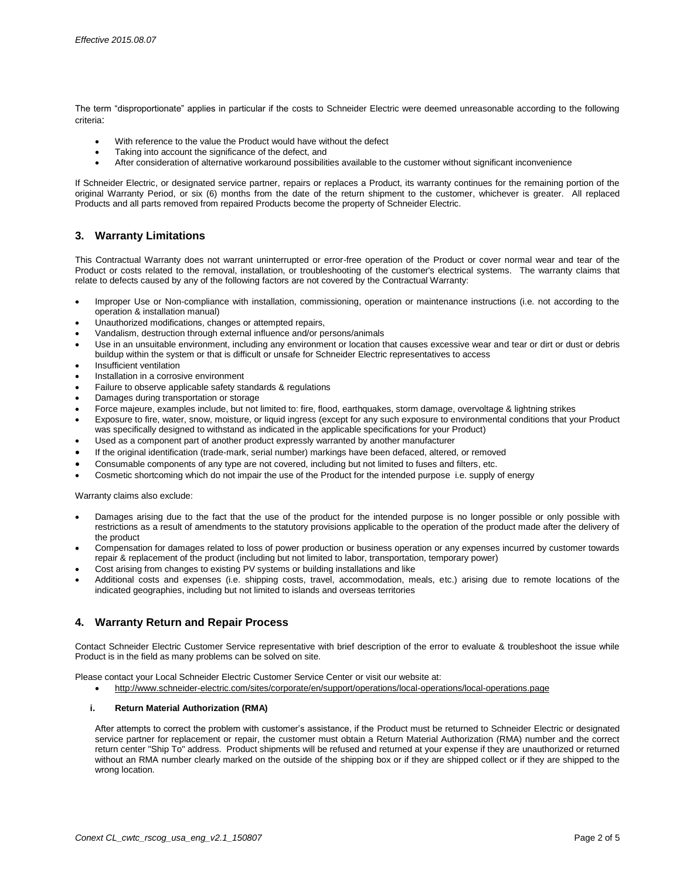The term “disproportionate” applies in particular if the costs to Schneider Electric were deemed unreasonable according to the following criteria:

- With reference to the value the Product would have without the defect
- Taking into account the significance of the defect, and
- After consideration of alternative workaround possibilities available to the customer without significant inconvenience

If Schneider Electric, or designated service partner, repairs or replaces a Product, its warranty continues for the remaining portion of the original Warranty Period, or six (6) months from the date of the return shipment to the customer, whichever is greater. All replaced Products and all parts removed from repaired Products become the property of Schneider Electric.

## 3. Warranty Limitations

This Contractual Warranty does not warrant uninterrupted or error-free operation of the Product or cover normal wear and tear of the Product or costs related to the removal, installation, or troubleshooting of the customer's electrical systems. The warranty claims that relate to defects caused by any of the following factors are not covered by the Contractual Warranty:

- Improper Use or Non-compliance with installation, commissioning, operation or maintenance instructions (i.e. not according to the operation & installation manual)
- Unauthorized modifications, changes or attempted repairs,
- Vandalism, destruction through external influence and/or persons/animals
- Use in an unsuitable environment, including any environment or location that causes excessive wear and tear or dirt or dust or debris buildup within the system or that is difficult or unsafe for Schneider Electric representatives to access
- Insufficient ventilation
- Installation in a corrosive environment
- Failure to observe applicable safety standards & regulations
- Damages during transportation or storage
- Force majeure, examples include, but not limited to: fire, flood, earthquakes, storm damage, overvoltage & lightning strikes
- Exposure to fire, water, snow, moisture, or liquid ingress (except for any such exposure to environmental conditions that your Product was specifically designed to withstand as indicated in the applicable specifications for your Product)
- Used as a component part of another product expressly warranted by another manufacturer
- If the original identification (trade-mark, serial number) markings have been defaced, altered, or removed
- Consumable components of any type are not covered, including but not limited to fuses and filters, etc.
- Cosmetic shortcoming which do not impair the use of the Product for the intended purpose i.e. supply of energy

Warranty claims also exclude:

- Damages arising due to the fact that the use of the product for the intended purpose is no longer possible or only possible with restrictions as a result of amendments to the statutory provisions applicable to the operation of the product made after the delivery of the product
- Compensation for damages related to loss of power production or business operation or any expenses incurred by customer towards repair & replacement of the product (including but not limited to labor, transportation, temporary power)
- Cost arising from changes to existing PV systems or building installations and like
- Additional costs and expenses (i.e. shipping costs, travel, accommodation, meals, etc.) arising due to remote locations of the indicated geographies, including but not limited to islands and overseas territories

## 4. Warranty Return and Repair Process

Contact Schneider Electric Customer Service representative with brief description of the error to evaluate & troubleshoot the issue while Product is in the field as many problems can be solved on site.

Please contact your Local Schneider Electric Customer Service Center or visit our website at:

- http://www.schneider-electric.com/sites/corporate/en/support/operations/local-operations/local-operations.page

### i. Return Material Authorization (RMA)

After attempts to correct the problem with customer’s assistance, if the Product must be returned to Schneider Electric or designated service partner for replacement or repair, the customer must obtain a Return Material Authorization (RMA) number and the correct return center "Ship To" address. Product shipments will be refused and returned at your expense if they are unauthorized or returned without an RMA number clearly marked on the outside of the shipping box or if they are shipped collect or if they are shipped to the wrong location.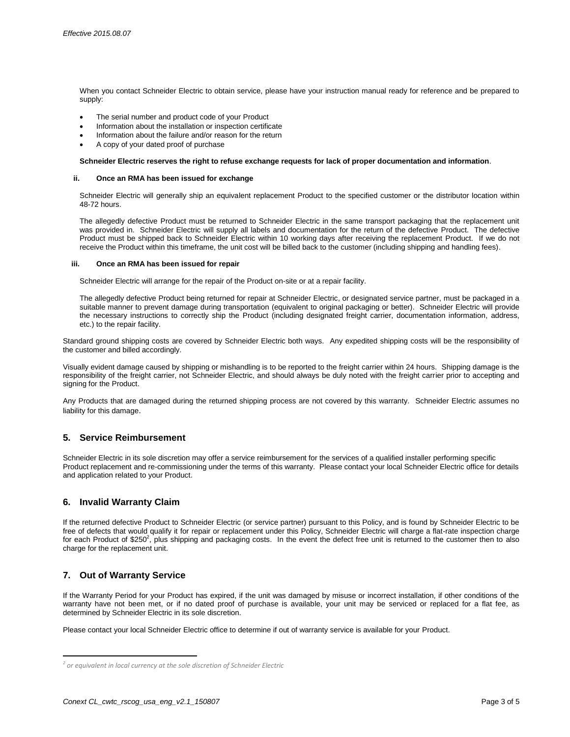When you contact Schneider Electric to obtain service, please have your instruction manual ready for reference and be prepared to supply:

- The serial number and product code of your Product
- Information about the installation or inspection certificate
- Information about the failure and/or reason for the return
- A copy of your dated proof of purchase

**Schneider Electric reserves the right to refuse exchange requests for lack of proper documentation and information**.

**ii. Once an RMA has been issued for exchange**

Schneider Electric will generally ship an equivalent replacement Product to the specified customer or the distributor location within 48-72 hours.

The allegedly defective Product must be returned to Schneider Electric in the same transport packaging that the replacement unit was provided in. Schneider Electric will supply all labels and documentation for the return of the defective Product. The defective Product must be shipped back to Schneider Electric within 10 working days after receiving the replacement Product. If we do not receive the Product within this timeframe, the unit cost will be billed back to the customer (including shipping and handling fees).

**iii. Once an RMA has been issued for repair**

Schneider Electric will arrange for the repair of the Product on-site or at a repair facility.

The allegedly defective Product being returned for repair at Schneider Electric, or designated service partner, must be packaged in a suitable manner to prevent damage during transportation (equivalent to original packaging or better). Schneider Electric will provide the necessary instructions to correctly ship the Product (including designated freight carrier, documentation information, address, etc.) to the repair facility.

Standard ground shipping costs are covered by Schneider Electric both ways. Any expedited shipping costs will be the responsibility of the customer and billed accordingly.

Visually evident damage caused by shipping or mishandling is to be reported to the freight carrier within 24 hours. Shipping damage is the responsibility of the freight carrier, not Schneider Electric, and should always be duly noted with the freight carrier prior to accepting and signing for the Product.

Any Products that are damaged during the returned shipping process are not covered by this warranty. Schneider Electric assumes no liability for this damage.

## 5. Service Reimbursement

Schneider Electric in its sole discretion may offer a service reimbursement for the services of a qualified installer performing specific Product replacement and re-commissioning under the terms of this warranty. Please contact your local Schneider Electric office for details and application related to your Product.

## 6. Invalid Warranty Claim

If the returned defective Product to Schneider Electric (or service partner) pursuant to this Policy, and is found by Schneider Electric to be free of defects that would qualify it for repair or replacement under this Policy, Schneider Electric will charge a flat-rate inspection charge for each Product of $250[2], plus shipping and packaging costs. In the event the defect free unit is returned to the customer then to also charge for the replacement unit.

## 7. Out of Warranty Service

If the Warranty Period for your Product has expired, if the unit was damaged by misuse or incorrect installation, if other conditions of the warranty have not been met, or if no dated proof of purchase is available, your unit may be serviced or replaced for a flat fee, as determined by Schneider Electric in its sole discretion.

Please contact your local Schneider Electric office to determine if out of warranty service is available for your Product.

---

*[2] or equivalent in local currency at the sole discretion of Schneider Electric*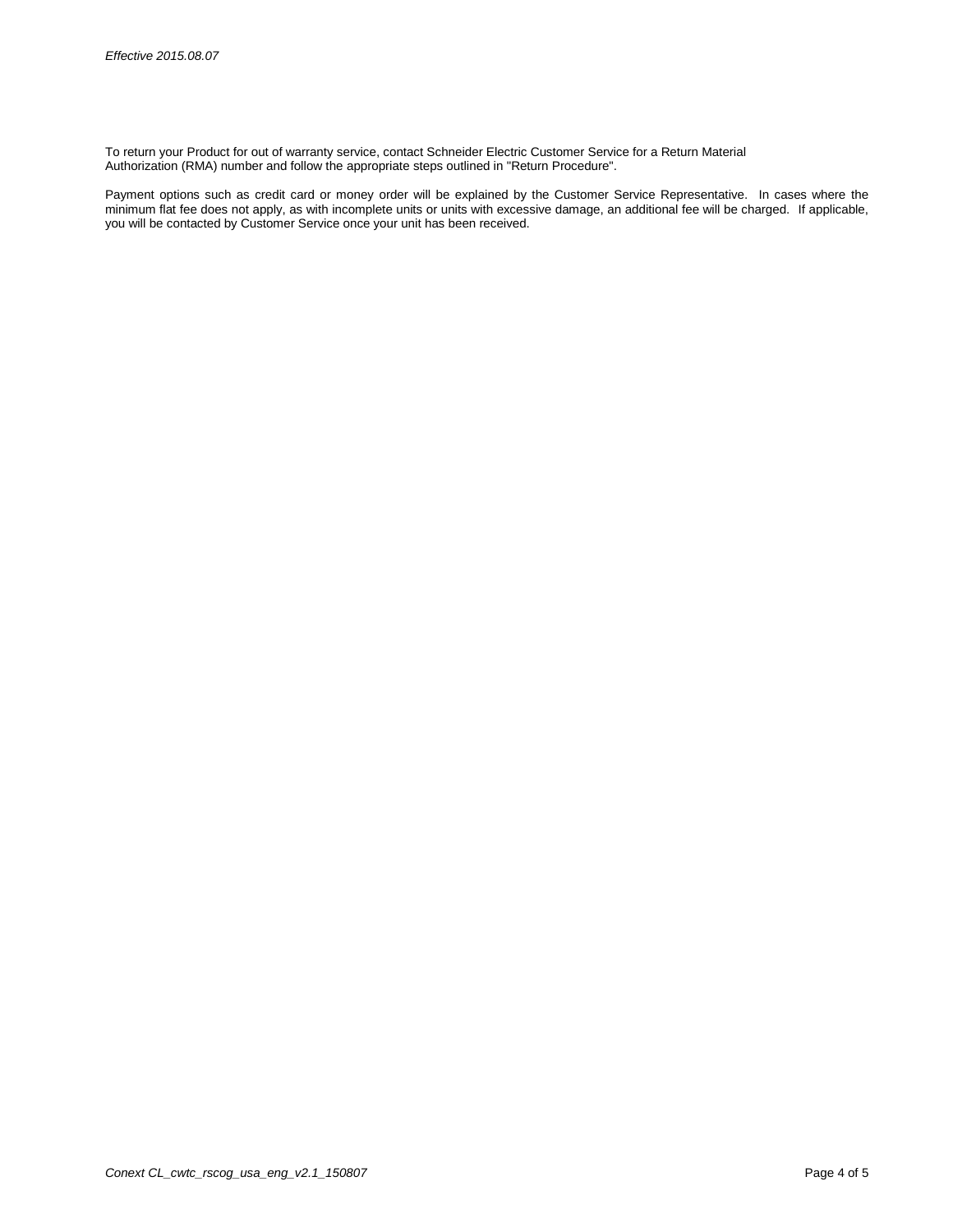To return your Product for out of warranty service, contact Schneider Electric Customer Service for a Return Material Authorization (RMA) number and follow the appropriate steps outlined in "Return Procedure".

Payment options such as credit card or money order will be explained by the Customer Service Representative. In cases where the minimum flat fee does not apply, as with incomplete units or units with excessive damage, an additional fee will be charged. If applicable, you will be contacted by Customer Service once your unit has been received.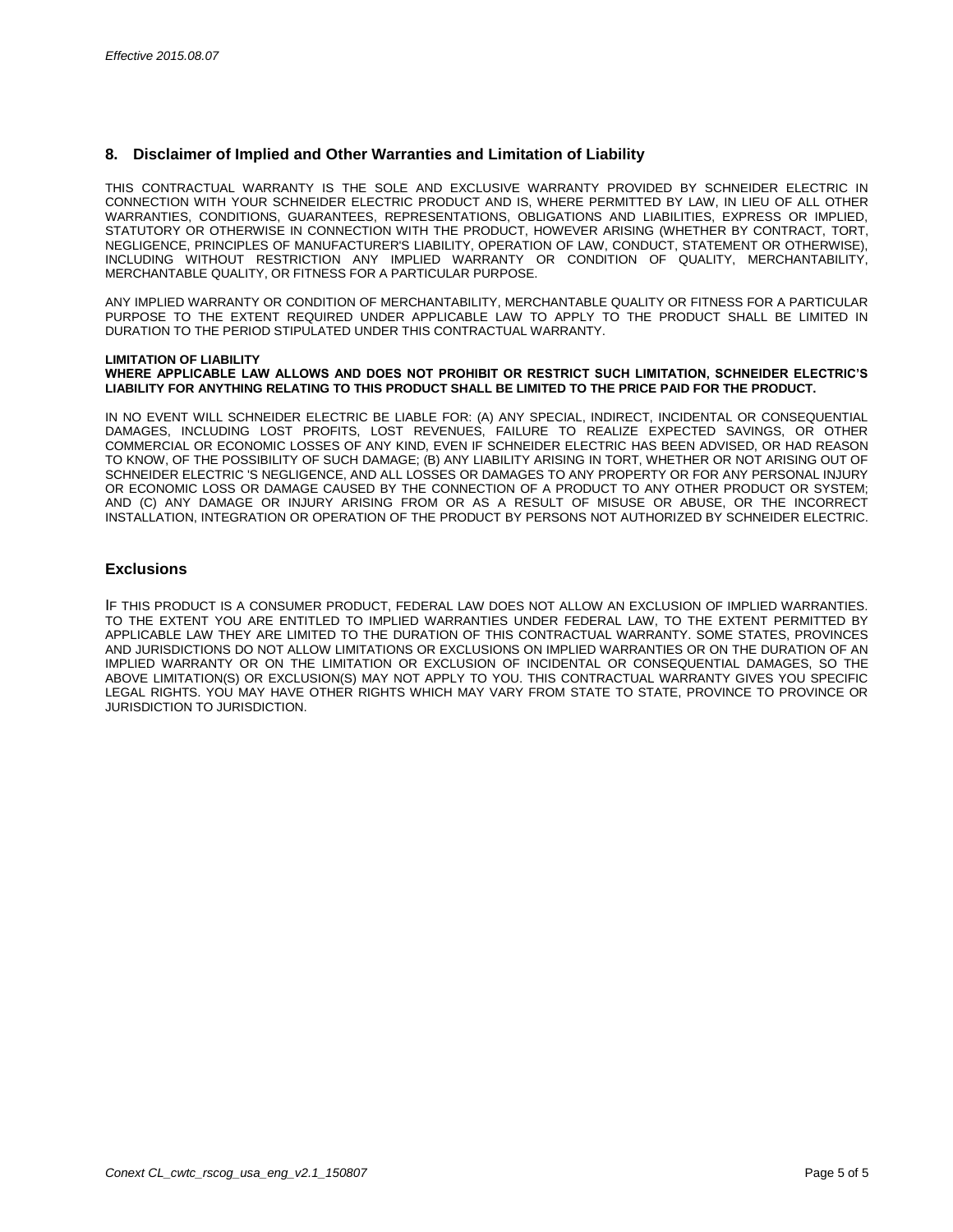## 8. Disclaimer of Implied and Other Warranties and Limitation of Liability

THIS CONTRACTUAL WARRANTY IS THE SOLE AND EXCLUSIVE WARRANTY PROVIDED BY SCHNEIDER ELECTRIC IN CONNECTION WITH YOUR SCHNEIDER ELECTRIC PRODUCT AND IS, WHERE PERMITTED BY LAW, IN LIEU OF ALL OTHER WARRANTIES, CONDITIONS, GUARANTEES, REPRESENTATIONS, OBLIGATIONS AND LIABILITIES, EXPRESS OR IMPLIED, STATUTORY OR OTHERWISE IN CONNECTION WITH THE PRODUCT, HOWEVER ARISING (WHETHER BY CONTRACT, TORT, NEGLIGENCE, PRINCIPLES OF MANUFACTURER'S LIABILITY, OPERATION OF LAW, CONDUCT, STATEMENT OR OTHERWISE), INCLUDING WITHOUT RESTRICTION ANY IMPLIED WARRANTY OR CONDITION OF QUALITY, MERCHANTABILITY, MERCHANTABLE QUALITY, OR FITNESS FOR A PARTICULAR PURPOSE.

ANY IMPLIED WARRANTY OR CONDITION OF MERCHANTABILITY, MERCHANTABLE QUALITY OR FITNESS FOR A PARTICULAR PURPOSE TO THE EXTENT REQUIRED UNDER APPLICABLE LAW TO APPLY TO THE PRODUCT SHALL BE LIMITED IN DURATION TO THE PERIOD STIPULATED UNDER THIS CONTRACTUAL WARRANTY.

**LIMITATION OF LIABILITY**
**WHERE APPLICABLE LAW ALLOWS AND DOES NOT PROHIBIT OR RESTRICT SUCH LIMITATION, SCHNEIDER ELECTRIC'S LIABILITY FOR ANYTHING RELATING TO THIS PRODUCT SHALL BE LIMITED TO THE PRICE PAID FOR THE PRODUCT.**

IN NO EVENT WILL SCHNEIDER ELECTRIC BE LIABLE FOR: (A) ANY SPECIAL, INDIRECT, INCIDENTAL OR CONSEQUENTIAL DAMAGES, INCLUDING LOST PROFITS, LOST REVENUES, FAILURE TO REALIZE EXPECTED SAVINGS, OR OTHER COMMERCIAL OR ECONOMIC LOSSES OF ANY KIND, EVEN IF SCHNEIDER ELECTRIC HAS BEEN ADVISED, OR HAD REASON TO KNOW, OF THE POSSIBILITY OF SUCH DAMAGE; (B) ANY LIABILITY ARISING IN TORT, WHETHER OR NOT ARISING OUT OF SCHNEIDER ELECTRIC 'S NEGLIGENCE, AND ALL LOSSES OR DAMAGES TO ANY PROPERTY OR FOR ANY PERSONAL INJURY OR ECONOMIC LOSS OR DAMAGE CAUSED BY THE CONNECTION OF A PRODUCT TO ANY OTHER PRODUCT OR SYSTEM; AND (C) ANY DAMAGE OR INJURY ARISING FROM OR AS A RESULT OF MISUSE OR ABUSE, OR THE INCORRECT INSTALLATION, INTEGRATION OR OPERATION OF THE PRODUCT BY PERSONS NOT AUTHORIZED BY SCHNEIDER ELECTRIC.

## Exclusions

IF THIS PRODUCT IS A CONSUMER PRODUCT, FEDERAL LAW DOES NOT ALLOW AN EXCLUSION OF IMPLIED WARRANTIES. TO THE EXTENT YOU ARE ENTITLED TO IMPLIED WARRANTIES UNDER FEDERAL LAW, TO THE EXTENT PERMITTED BY APPLICABLE LAW THEY ARE LIMITED TO THE DURATION OF THIS CONTRACTUAL WARRANTY. SOME STATES, PROVINCES AND JURISDICTIONS DO NOT ALLOW LIMITATIONS OR EXCLUSIONS ON IMPLIED WARRANTIES OR ON THE DURATION OF AN IMPLIED WARRANTY OR ON THE LIMITATION OR EXCLUSION OF INCIDENTAL OR CONSEQUENTIAL DAMAGES, SO THE ABOVE LIMITATION(S) OR EXCLUSION(S) MAY NOT APPLY TO YOU. THIS CONTRACTUAL WARRANTY GIVES YOU SPECIFIC LEGAL RIGHTS. YOU MAY HAVE OTHER RIGHTS WHICH MAY VARY FROM STATE TO STATE, PROVINCE TO PROVINCE OR JURISDICTION TO JURISDICTION.